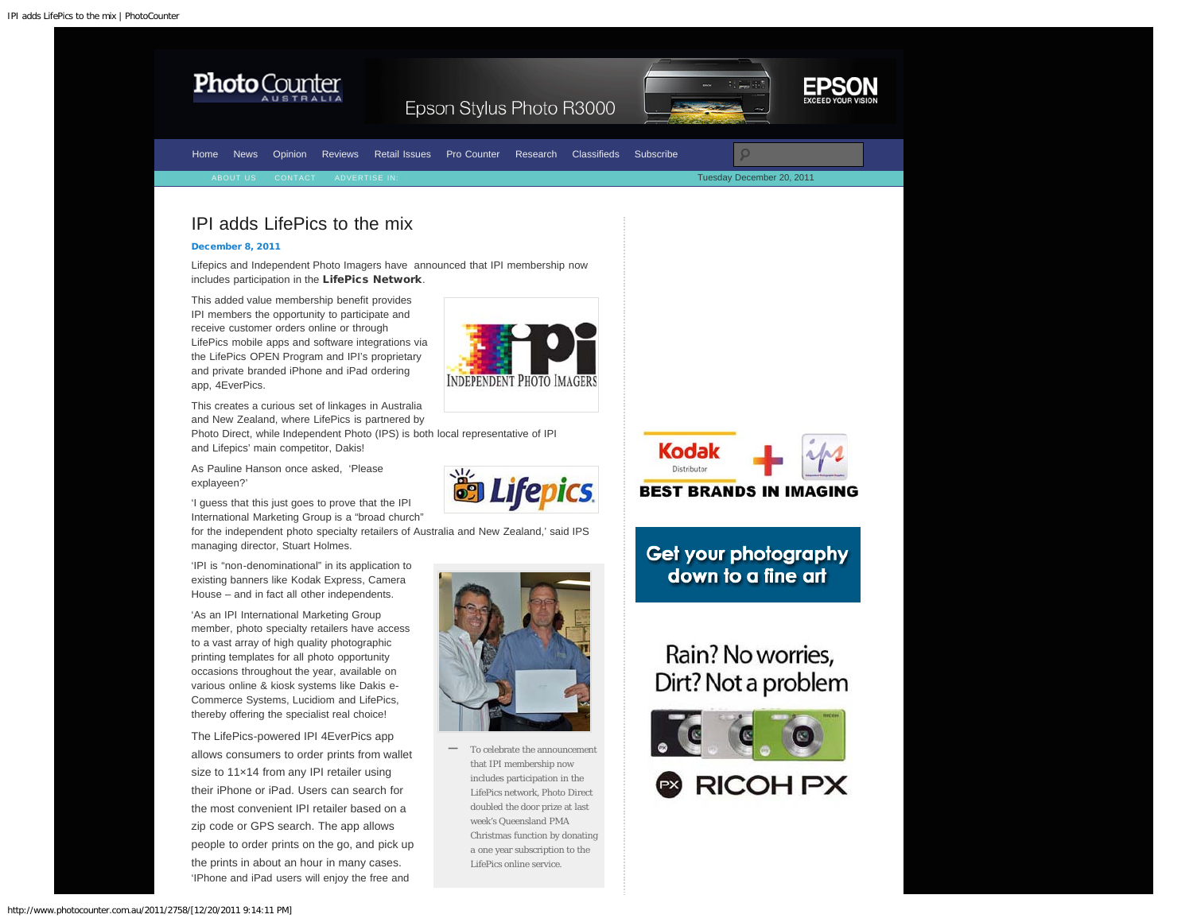# IPI adds LifePics to the mix

**December 8, 2011**

Lifepics and Independent Photo Imagers have announced that IPI membership now includes participation in the **LifePics Network**.

This added value membership benefit provides IPI members the opportunity to participate and receive customer orders online or through LifePics mobile apps and software integrations via the LifePics OPEN Program and IPI's proprietary and private branded iPhone and iPad ordering app, 4EverPics.

This creates a curious set of linkages in Australia and New Zealand, where LifePics is partnered by Photo Direct, while Independent Photo (IPS) is both local representative of IPI and Lifepics' main competitor, Dakis!

As Pauline Hanson once asked, 'Please explayeen?'

'I guess that this just goes to prove that the IPI International Marketing Group is a "broad church" for the independent photo specialty retailers of Australia and New Zealand,' said IPS managing director, Stuart Holmes.

'IPI is "non-denominational" in its application to existing banners like Kodak Express, Camera House – and in fact all other independents.

'As an IPI International Marketing Group member, photo specialty retailers have access to a vast array of high quality photographic printing templates for all photo opportunity occasions throughout the year, available on various online & kiosk systems like Dakis e-Commerce Systems, Lucidiom and LifePics, thereby offering the specialist real choice!

— To celebrate the announcement that IPI membership now includes participation in the LifePics network, Photo Direct doubled the door prize at last week's Queensland PMA Christmas function by donating a one year subscription to the LifePics online service.

The LifePics-powered IPI 4EverPics app allows consumers to order prints from wallet size to 11×14 from any IPI retailer using their iPhone or iPad. Users can search for the most convenient IPI retailer based on a zip code or GPS search. The app allows people to order prints on the go, and pick up the prints in about an hour in many cases. 'IPhone and iPad users will enjoy the free and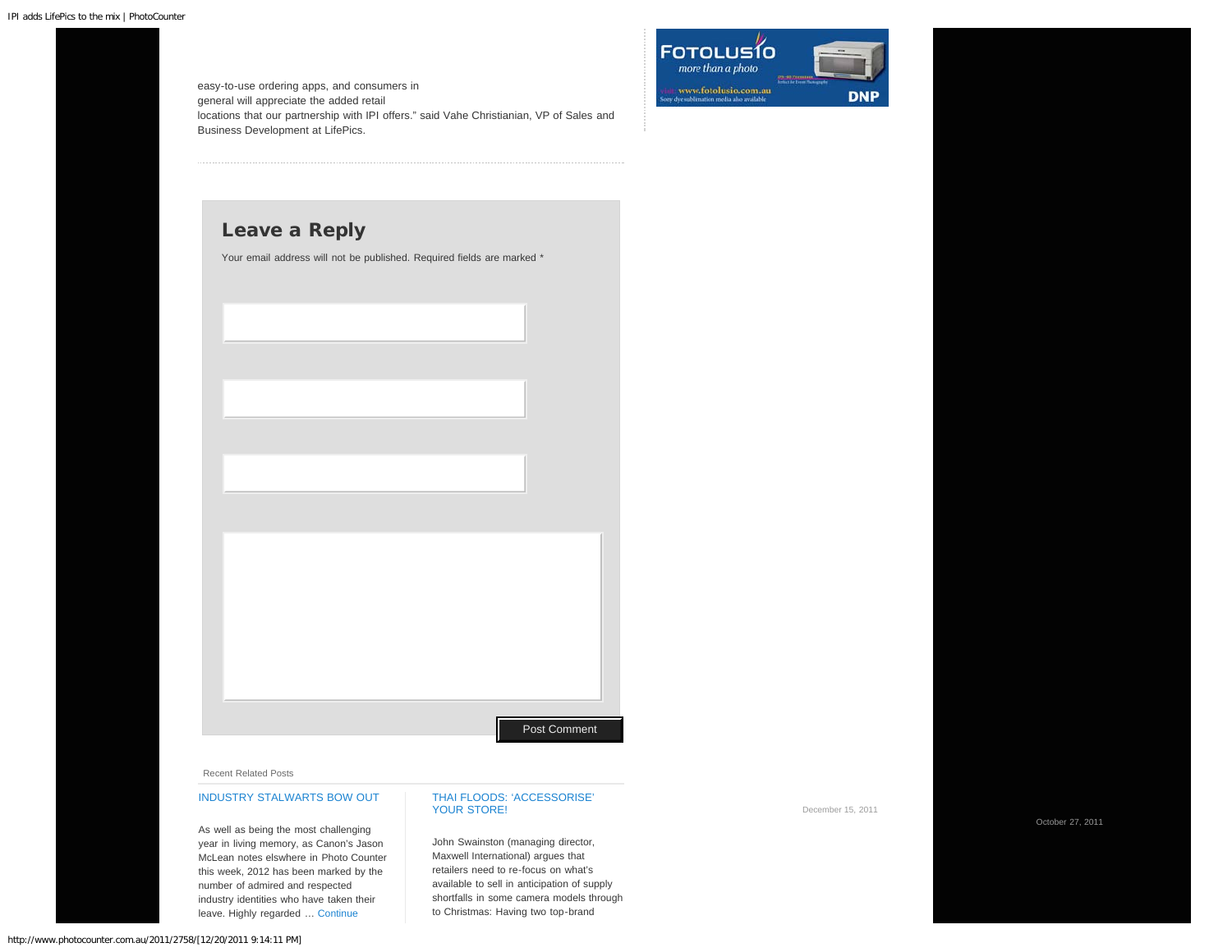easy-to-use ordering apps, and consumers in general will appreciate the added retail locations that our partnership with IPI offers." said Vahe Christianian, VP of Sales and Business Development at LifePics.

## Leave a Reply

Your email address will not be published. Required fields are marked *

Post Comment

Recent Related Posts

**INDUSTRY STALWARTS BOW OUT**

As well as being the most challenging year in living memory, as Canon's Jason McLean notes elswhere in Photo Counter this week, 2012 has been marked by the number of admired and respected industry identities who have taken their leave. Highly regarded … Continue

December 15, 2011

**THAI FLOODS: 'ACCESSORISE' YOUR STORE!**

John Swainston (managing director, Maxwell International) argues that retailers need to re-focus on what's available to sell in anticipation of supply shortfalls in some camera models through to Christmas: Having two top-brand

October 27, 2011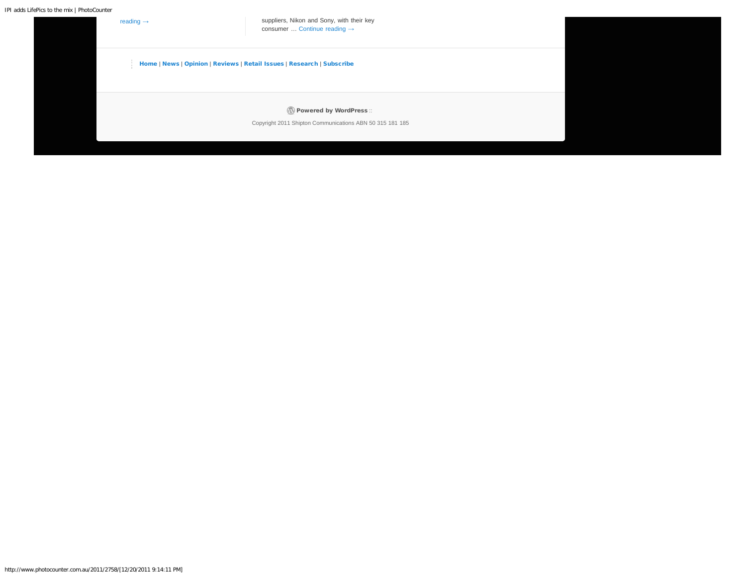reading →

suppliers, Nikon and Sony, with their key consumer … Continue reading →

**Home** | **News** | **Opinion** | **Reviews** | **Retail Issues** | **Research** | **Subscribe**

**Powered by WordPress** ::

Copyright 2011 Shipton Communications ABN 50 315 181 185